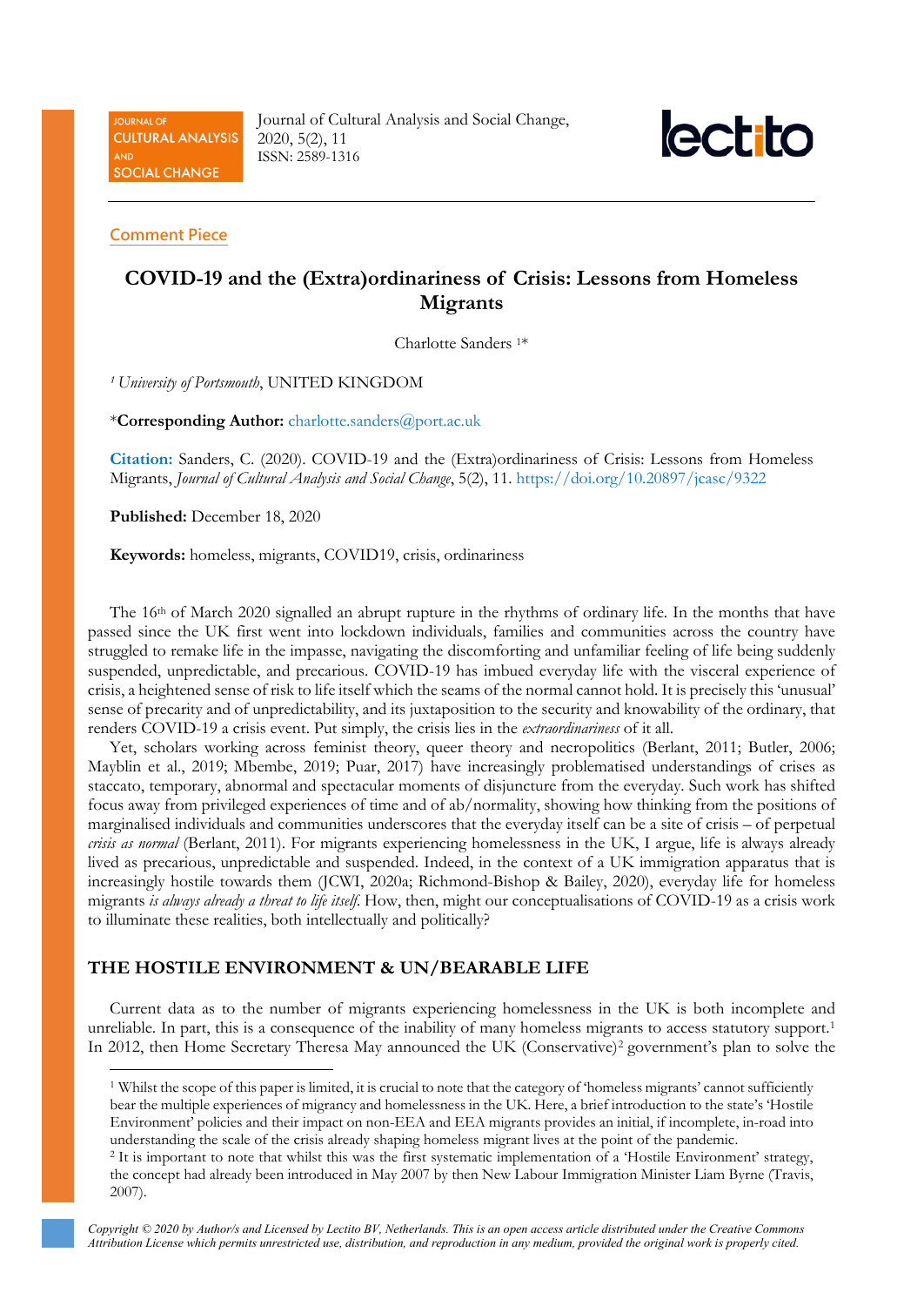Journal of Cultural Analysis and Social Change, 2020, 5(2), 11
ISSN: 2589-1316

Comment Piece

# COVID-19 and the (Extra)ordinariness of Crisis: Lessons from Homeless Migrants

Charlotte Sanders [1]*

[1] *University of Portsmouth*, UNITED KINGDOM

***Corresponding Author:** charlotte.sanders@port.ac.uk

**Citation:** Sanders, C. (2020). COVID-19 and the (Extra)ordinariness of Crisis: Lessons from Homeless Migrants, *Journal of Cultural Analysis and Social Change*, 5(2), 11. https://doi.org/10.20897/jcasc/9322

**Published:** December 18, 2020

**Keywords:** homeless, migrants, COVID19, crisis, ordinariness

The 16th of March 2020 signalled an abrupt rupture in the rhythms of ordinary life. In the months that have passed since the UK first went into lockdown individuals, families and communities across the country have struggled to remake life in the impasse, navigating the discomforting and unfamiliar feeling of life being suddenly suspended, unpredictable, and precarious. COVID-19 has imbued everyday life with the visceral experience of crisis, a heightened sense of risk to life itself which the seams of the normal cannot hold. It is precisely this 'unusual' sense of precarity and of unpredictability, and its juxtaposition to the security and knowability of the ordinary, that renders COVID-19 a crisis event. Put simply, the crisis lies in the *extraordinariness* of it all.

Yet, scholars working across feminist theory, queer theory and necropolitics (Berlant, 2011; Butler, 2006; Mayblin et al., 2019; Mbembe, 2019; Puar, 2017) have increasingly problematised understandings of crises as staccato, temporary, abnormal and spectacular moments of disjuncture from the everyday. Such work has shifted focus away from privileged experiences of time and of ab/normality, showing how thinking from the positions of marginalised individuals and communities underscores that the everyday itself can be a site of crisis – of perpetual *crisis as normal* (Berlant, 2011). For migrants experiencing homelessness in the UK, I argue, life is always already lived as precarious, unpredictable and suspended. Indeed, in the context of a UK immigration apparatus that is increasingly hostile towards them (JCWI, 2020a; Richmond-Bishop & Bailey, 2020), everyday life for homeless migrants *is always already a threat to life itself*. How, then, might our conceptualisations of COVID-19 as a crisis work to illuminate these realities, both intellectually and politically?

## THE HOSTILE ENVIRONMENT & UN/BEARABLE LIFE

Current data as to the number of migrants experiencing homelessness in the UK is both incomplete and unreliable. In part, this is a consequence of the inability of many homeless migrants to access statutory support.[1] In 2012, then Home Secretary Theresa May announced the UK (Conservative)[2] government's plan to solve the

[1] Whilst the scope of this paper is limited, it is crucial to note that the category of 'homeless migrants' cannot sufficiently bear the multiple experiences of migrancy and homelessness in the UK. Here, a brief introduction to the state's 'Hostile Environment' policies and their impact on non-EEA and EEA migrants provides an initial, if incomplete, in-road into understanding the scale of the crisis already shaping homeless migrant lives at the point of the pandemic.

[2] It is important to note that whilst this was the first systematic implementation of a 'Hostile Environment' strategy, the concept had already been introduced in May 2007 by then New Labour Immigration Minister Liam Byrne (Travis, 2007).

*Copyright © 2020 by Author/s and Licensed by Lectito BV, Netherlands. This is an open access article distributed under the Creative Commons Attribution License which permits unrestricted use, distribution, and reproduction in any medium, provided the original work is properly cited.*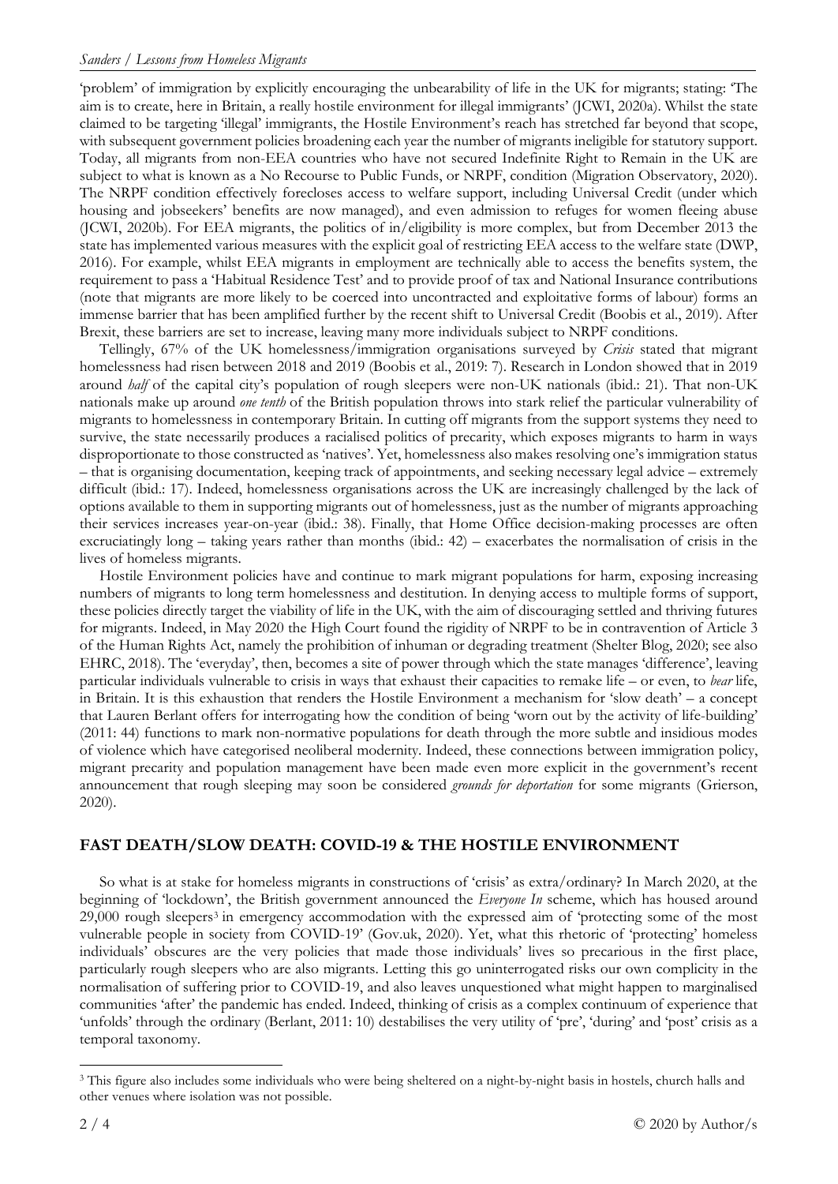'problem' of immigration by explicitly encouraging the unbearability of life in the UK for migrants; stating: 'The aim is to create, here in Britain, a really hostile environment for illegal immigrants' (JCWI, 2020a). Whilst the state claimed to be targeting 'illegal' immigrants, the Hostile Environment's reach has stretched far beyond that scope, with subsequent government policies broadening each year the number of migrants ineligible for statutory support. Today, all migrants from non-EEA countries who have not secured Indefinite Right to Remain in the UK are subject to what is known as a No Recourse to Public Funds, or NRPF, condition (Migration Observatory, 2020). The NRPF condition effectively forecloses access to welfare support, including Universal Credit (under which housing and jobseekers' benefits are now managed), and even admission to refuges for women fleeing abuse (JCWI, 2020b). For EEA migrants, the politics of in/eligibility is more complex, but from December 2013 the state has implemented various measures with the explicit goal of restricting EEA access to the welfare state (DWP, 2016). For example, whilst EEA migrants in employment are technically able to access the benefits system, the requirement to pass a 'Habitual Residence Test' and to provide proof of tax and National Insurance contributions (note that migrants are more likely to be coerced into uncontracted and exploitative forms of labour) forms an immense barrier that has been amplified further by the recent shift to Universal Credit (Boobis et al., 2019). After Brexit, these barriers are set to increase, leaving many more individuals subject to NRPF conditions.

Tellingly, 67% of the UK homelessness/immigration organisations surveyed by *Crisis* stated that migrant homelessness had risen between 2018 and 2019 (Boobis et al., 2019: 7). Research in London showed that in 2019 around *half* of the capital city's population of rough sleepers were non-UK nationals (ibid.: 21). That non-UK nationals make up around *one tenth* of the British population throws into stark relief the particular vulnerability of migrants to homelessness in contemporary Britain. In cutting off migrants from the support systems they need to survive, the state necessarily produces a racialised politics of precarity, which exposes migrants to harm in ways disproportionate to those constructed as 'natives'. Yet, homelessness also makes resolving one's immigration status – that is organising documentation, keeping track of appointments, and seeking necessary legal advice – extremely difficult (ibid.: 17). Indeed, homelessness organisations across the UK are increasingly challenged by the lack of options available to them in supporting migrants out of homelessness, just as the number of migrants approaching their services increases year-on-year (ibid.: 38). Finally, that Home Office decision-making processes are often excruciatingly long – taking years rather than months (ibid.: 42) – exacerbates the normalisation of crisis in the lives of homeless migrants.

Hostile Environment policies have and continue to mark migrant populations for harm, exposing increasing numbers of migrants to long term homelessness and destitution. In denying access to multiple forms of support, these policies directly target the viability of life in the UK, with the aim of discouraging settled and thriving futures for migrants. Indeed, in May 2020 the High Court found the rigidity of NRPF to be in contravention of Article 3 of the Human Rights Act, namely the prohibition of inhuman or degrading treatment (Shelter Blog, 2020; see also EHRC, 2018). The 'everyday', then, becomes a site of power through which the state manages 'difference', leaving particular individuals vulnerable to crisis in ways that exhaust their capacities to remake life – or even, to *bear* life, in Britain. It is this exhaustion that renders the Hostile Environment a mechanism for 'slow death' – a concept that Lauren Berlant offers for interrogating how the condition of being 'worn out by the activity of life-building' (2011: 44) functions to mark non-normative populations for death through the more subtle and insidious modes of violence which have categorised neoliberal modernity. Indeed, these connections between immigration policy, migrant precarity and population management have been made even more explicit in the government's recent announcement that rough sleeping may soon be considered *grounds for deportation* for some migrants (Grierson, 2020).

## FAST DEATH/SLOW DEATH: COVID-19 & THE HOSTILE ENVIRONMENT

So what is at stake for homeless migrants in constructions of 'crisis' as extra/ordinary? In March 2020, at the beginning of 'lockdown', the British government announced the *Everyone In* scheme, which has housed around 29,000 rough sleepers[3] in emergency accommodation with the expressed aim of 'protecting some of the most vulnerable people in society from COVID-19' (Gov.uk, 2020). Yet, what this rhetoric of 'protecting' homeless individuals' obscures are the very policies that made those individuals' lives so precarious in the first place, particularly rough sleepers who are also migrants. Letting this go uninterrogated risks our own complicity in the normalisation of suffering prior to COVID-19, and also leaves unquestioned what might happen to marginalised communities 'after' the pandemic has ended. Indeed, thinking of crisis as a complex continuum of experience that 'unfolds' through the ordinary (Berlant, 2011: 10) destabilises the very utility of 'pre', 'during' and 'post' crisis as a temporal taxonomy.

[3] This figure also includes some individuals who were being sheltered on a night-by-night basis in hostels, church halls and other venues where isolation was not possible.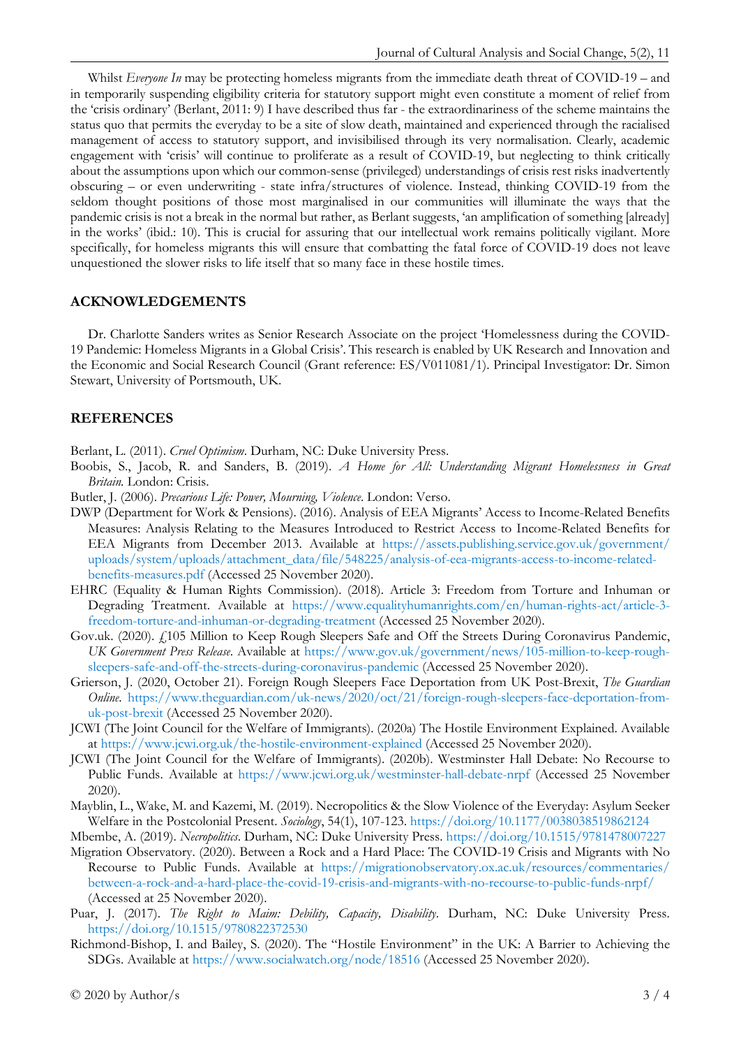Whilst *Everyone In* may be protecting homeless migrants from the immediate death threat of COVID-19 – and in temporarily suspending eligibility criteria for statutory support might even constitute a moment of relief from the 'crisis ordinary' (Berlant, 2011: 9) I have described thus far - the extraordinariness of the scheme maintains the status quo that permits the everyday to be a site of slow death, maintained and experienced through the racialised management of access to statutory support, and invisibilised through its very normalisation. Clearly, academic engagement with 'crisis' will continue to proliferate as a result of COVID-19, but neglecting to think critically about the assumptions upon which our common-sense (privileged) understandings of crisis rest risks inadvertently obscuring – or even underwriting - state infra/structures of violence. Instead, thinking COVID-19 from the seldom thought positions of those most marginalised in our communities will illuminate the ways that the pandemic crisis is not a break in the normal but rather, as Berlant suggests, 'an amplification of something [already] in the works' (ibid.: 10). This is crucial for assuring that our intellectual work remains politically vigilant. More specifically, for homeless migrants this will ensure that combatting the fatal force of COVID-19 does not leave unquestioned the slower risks to life itself that so many face in these hostile times.

## ACKNOWLEDGEMENTS

Dr. Charlotte Sanders writes as Senior Research Associate on the project 'Homelessness during the COVID-19 Pandemic: Homeless Migrants in a Global Crisis'. This research is enabled by UK Research and Innovation and the Economic and Social Research Council (Grant reference: ES/V011081/1). Principal Investigator: Dr. Simon Stewart, University of Portsmouth, UK.

## REFERENCES

Berlant, L. (2011). *Cruel Optimism*. Durham, NC: Duke University Press.

Boobis, S., Jacob, R. and Sanders, B. (2019). *A Home for All: Understanding Migrant Homelessness in Great Britain.* London: Crisis.

Butler, J. (2006). *Precarious Life: Power, Mourning, Violence*. London: Verso.

DWP (Department for Work & Pensions). (2016). Analysis of EEA Migrants' Access to Income-Related Benefits Measures: Analysis Relating to the Measures Introduced to Restrict Access to Income-Related Benefits for EEA Migrants from December 2013. Available at https://assets.publishing.service.gov.uk/government/uploads/system/uploads/attachment_data/file/548225/analysis-of-eea-migrants-access-to-income-related-benefits-measures.pdf (Accessed 25 November 2020).

EHRC (Equality & Human Rights Commission). (2018). Article 3: Freedom from Torture and Inhuman or Degrading Treatment. Available at https://www.equalityhumanrights.com/en/human-rights-act/article-3-freedom-torture-and-inhuman-or-degrading-treatment (Accessed 25 November 2020).

Gov.uk. (2020). £105 Million to Keep Rough Sleepers Safe and Off the Streets During Coronavirus Pandemic, *UK Government Press Release*. Available at https://www.gov.uk/government/news/105-million-to-keep-rough-sleepers-safe-and-off-the-streets-during-coronavirus-pandemic (Accessed 25 November 2020).

Grierson, J. (2020, October 21). Foreign Rough Sleepers Face Deportation from UK Post-Brexit, *The Guardian Online*. https://www.theguardian.com/uk-news/2020/oct/21/foreign-rough-sleepers-face-deportation-from-uk-post-brexit (Accessed 25 November 2020).

JCWI (The Joint Council for the Welfare of Immigrants). (2020a) The Hostile Environment Explained. Available at https://www.jcwi.org.uk/the-hostile-environment-explained (Accessed 25 November 2020).

JCWI (The Joint Council for the Welfare of Immigrants). (2020b). Westminster Hall Debate: No Recourse to Public Funds. Available at https://www.jcwi.org.uk/westminster-hall-debate-nrpf (Accessed 25 November 2020).

Mayblin, L., Wake, M. and Kazemi, M. (2019). Necropolitics & the Slow Violence of the Everyday: Asylum Seeker Welfare in the Postcolonial Present. *Sociology*, 54(1), 107-123. https://doi.org/10.1177/0038038519862124

Mbembe, A. (2019). *Necropolitics*. Durham, NC: Duke University Press. https://doi.org/10.1515/9781478007227

Migration Observatory. (2020). Between a Rock and a Hard Place: The COVID-19 Crisis and Migrants with No Recourse to Public Funds. Available at https://migrationobservatory.ox.ac.uk/resources/commentaries/between-a-rock-and-a-hard-place-the-covid-19-crisis-and-migrants-with-no-recourse-to-public-funds-nrpf/ (Accessed at 25 November 2020).

Puar, J. (2017). *The Right to Maim: Debility, Capacity, Disability*. Durham, NC: Duke University Press. https://doi.org/10.1515/9780822372530

Richmond-Bishop, I. and Bailey, S. (2020). The "Hostile Environment" in the UK: A Barrier to Achieving the SDGs. Available at https://www.socialwatch.org/node/18516 (Accessed 25 November 2020).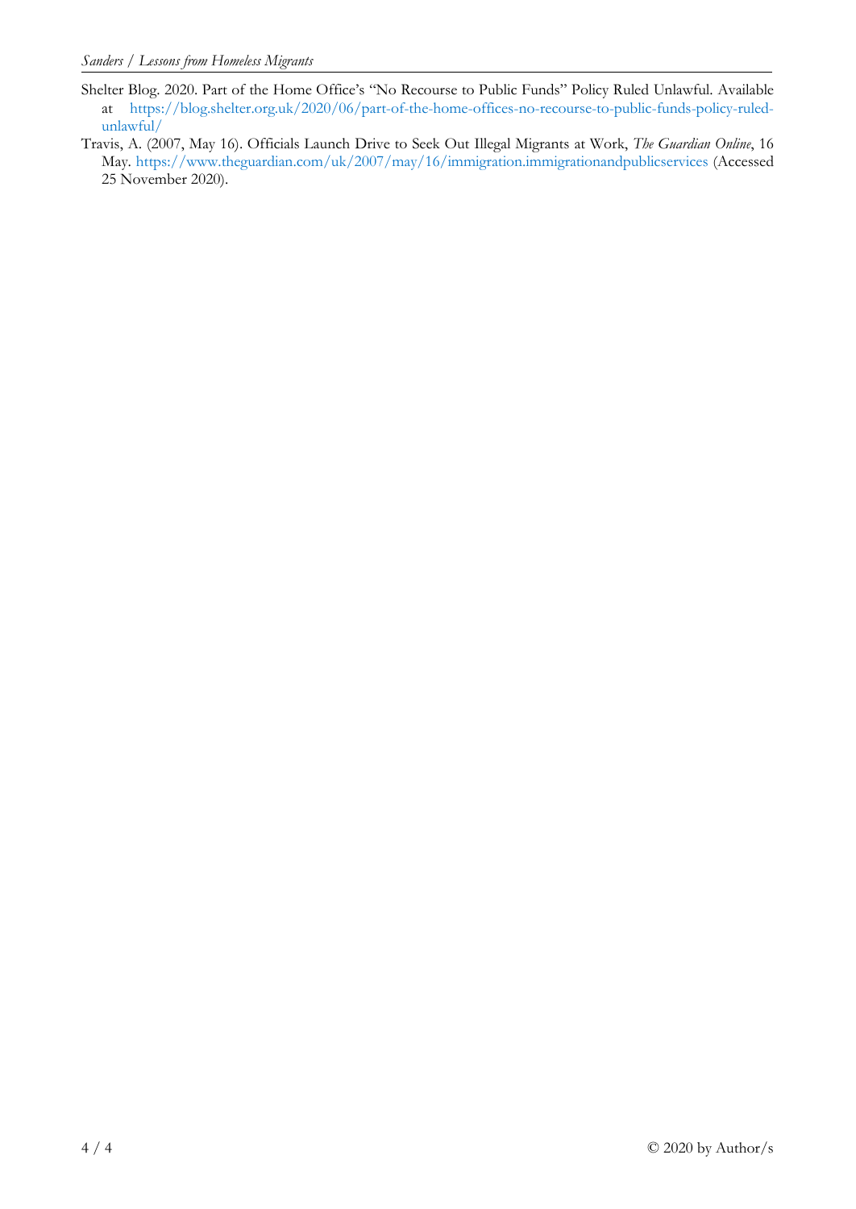Shelter Blog. 2020. Part of the Home Office's "No Recourse to Public Funds" Policy Ruled Unlawful. Available at https://blog.shelter.org.uk/2020/06/part-of-the-home-offices-no-recourse-to-public-funds-policy-ruled-unlawful/

Travis, A. (2007, May 16). Officials Launch Drive to Seek Out Illegal Migrants at Work, *The Guardian Online*, 16 May. https://www.theguardian.com/uk/2007/may/16/immigration.immigrationandpublicservices (Accessed 25 November 2020).

© 2020 by Author/s